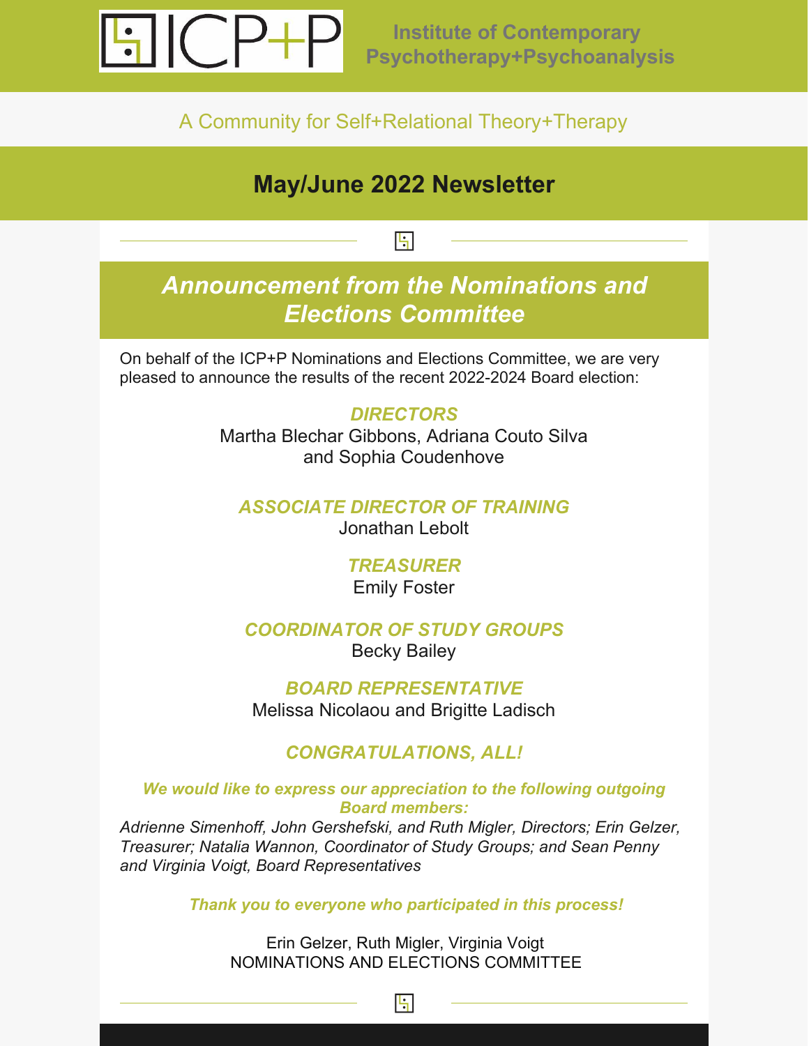# ICP+P

**Institute of Contemporary Psychotherapy+Psychoanalysis**

A Community for Self+Relational Theory+Therapy

## May/June 2022 Newsletter

## *Announcement from the Nominations and Elections Committee*

On behalf of the ICP+P Nominations and Elections Committee, we are very pleased to announce the results of the recent 2022-2024 Board election:

***DIRECTORS***
Martha Blechar Gibbons, Adriana Couto Silva and Sophia Coudenhove

***ASSOCIATE DIRECTOR OF TRAINING***
Jonathan Lebolt

***TREASURER***
Emily Foster

***COORDINATOR OF STUDY GROUPS***
Becky Bailey

***BOARD REPRESENTATIVE***
Melissa Nicolaou and Brigitte Ladisch

***CONGRATULATIONS, ALL!***

***We would like to express our appreciation to the following outgoing Board members:***
*Adrienne Simenhoff, John Gershefski, and Ruth Migler, Directors; Erin Gelzer, Treasurer; Natalia Wannon, Coordinator of Study Groups; and Sean Penny and Virginia Voigt, Board Representatives*

***Thank you to everyone who participated in this process!***

Erin Gelzer, Ruth Migler, Virginia Voigt
NOMINATIONS AND ELECTIONS COMMITTEE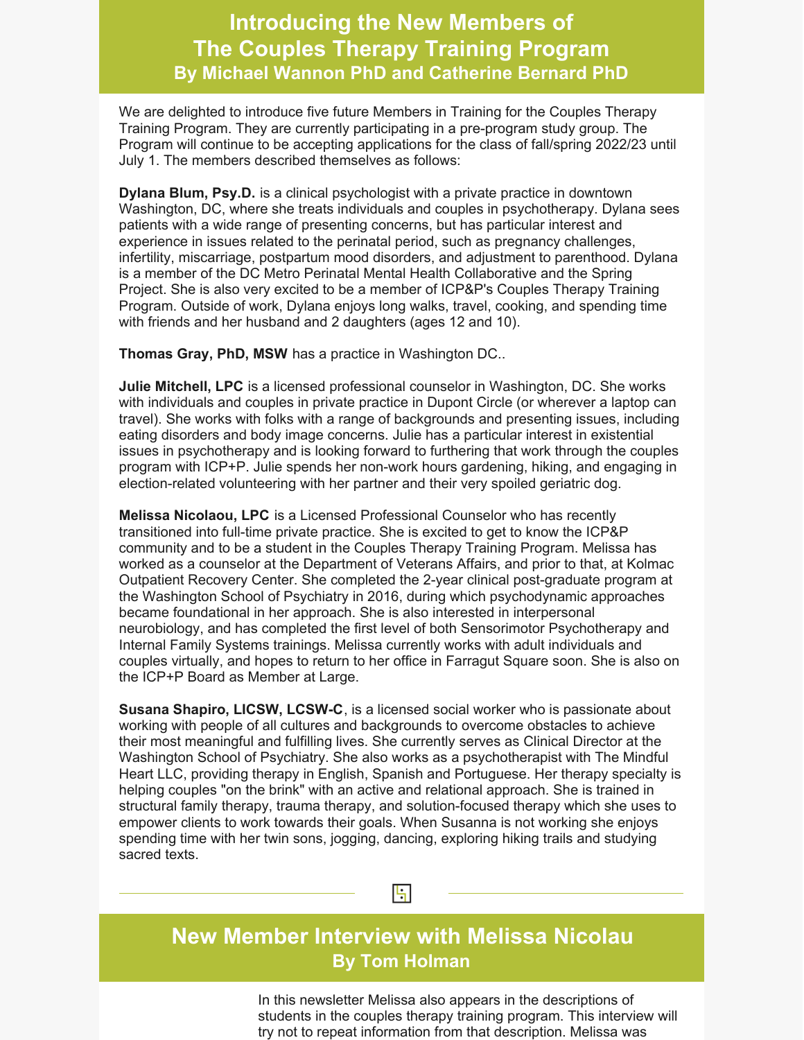# Introducing the New Members of The Couples Therapy Training Program

### By Michael Wannon PhD and Catherine Bernard PhD

We are delighted to introduce five future Members in Training for the Couples Therapy Training Program. They are currently participating in a pre-program study group. The Program will continue to be accepting applications for the class of fall/spring 2022/23 until July 1. The members described themselves as follows:

**Dylana Blum, Psy.D.** is a clinical psychologist with a private practice in downtown Washington, DC, where she treats individuals and couples in psychotherapy. Dylana sees patients with a wide range of presenting concerns, but has particular interest and experience in issues related to the perinatal period, such as pregnancy challenges, infertility, miscarriage, postpartum mood disorders, and adjustment to parenthood. Dylana is a member of the DC Metro Perinatal Mental Health Collaborative and the Spring Project. She is also very excited to be a member of ICP&P's Couples Therapy Training Program. Outside of work, Dylana enjoys long walks, travel, cooking, and spending time with friends and her husband and 2 daughters (ages 12 and 10).

**Thomas Gray, PhD, MSW** has a practice in Washington DC..

**Julie Mitchell, LPC** is a licensed professional counselor in Washington, DC. She works with individuals and couples in private practice in Dupont Circle (or wherever a laptop can travel). She works with folks with a range of backgrounds and presenting issues, including eating disorders and body image concerns. Julie has a particular interest in existential issues in psychotherapy and is looking forward to furthering that work through the couples program with ICP+P. Julie spends her non-work hours gardening, hiking, and engaging in election-related volunteering with her partner and their very spoiled geriatric dog.

**Melissa Nicolaou, LPC** is a Licensed Professional Counselor who has recently transitioned into full-time private practice. She is excited to get to know the ICP&P community and to be a student in the Couples Therapy Training Program. Melissa has worked as a counselor at the Department of Veterans Affairs, and prior to that, at Kolmac Outpatient Recovery Center. She completed the 2-year clinical post-graduate program at the Washington School of Psychiatry in 2016, during which psychodynamic approaches became foundational in her approach. She is also interested in interpersonal neurobiology, and has completed the first level of both Sensorimotor Psychotherapy and Internal Family Systems trainings. Melissa currently works with adult individuals and couples virtually, and hopes to return to her office in Farragut Square soon. She is also on the ICP+P Board as Member at Large.

**Susana Shapiro, LICSW, LCSW-C**, is a licensed social worker who is passionate about working with people of all cultures and backgrounds to overcome obstacles to achieve their most meaningful and fulfilling lives. She currently serves as Clinical Director at the Washington School of Psychiatry. She also works as a psychotherapist with The Mindful Heart LLC, providing therapy in English, Spanish and Portuguese. Her therapy specialty is helping couples "on the brink" with an active and relational approach. She is trained in structural family therapy, trauma therapy, and solution-focused therapy which she uses to empower clients to work towards their goals. When Susanna is not working she enjoys spending time with her twin sons, jogging, dancing, exploring hiking trails and studying sacred texts.

# New Member Interview with Melissa Nicolau

### By Tom Holman

In this newsletter Melissa also appears in the descriptions of students in the couples therapy training program. This interview will try not to repeat information from that description. Melissa was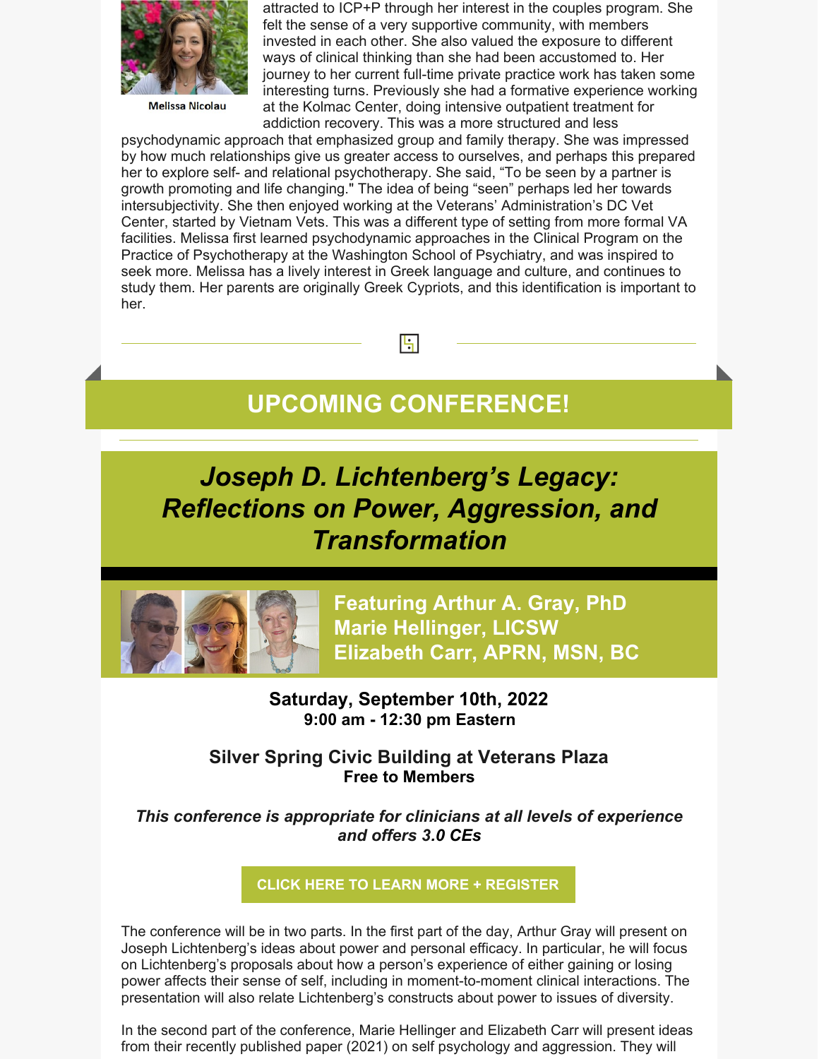Melissa Nicolau

attracted to ICP+P through her interest in the couples program. She felt the sense of a very supportive community, with members invested in each other. She also valued the exposure to different ways of clinical thinking than she had been accustomed to. Her journey to her current full-time private practice work has taken some interesting turns. Previously she had a formative experience working at the Kolmac Center, doing intensive outpatient treatment for addiction recovery. This was a more structured and less psychodynamic approach that emphasized group and family therapy. She was impressed by how much relationships give us greater access to ourselves, and perhaps this prepared her to explore self- and relational psychotherapy. She said, "To be seen by a partner is growth promoting and life changing." The idea of being "seen" perhaps led her towards intersubjectivity. She then enjoyed working at the Veterans' Administration's DC Vet Center, started by Vietnam Vets. This was a different type of setting from more formal VA facilities. Melissa first learned psychodynamic approaches in the Clinical Program on the Practice of Psychotherapy at the Washington School of Psychiatry, and was inspired to seek more. Melissa has a lively interest in Greek language and culture, and continues to study them. Her parents are originally Greek Cypriots, and this identification is important to her.

# UPCOMING CONFERENCE!

## *Joseph D. Lichtenberg's Legacy: Reflections on Power, Aggression, and Transformation*

**Featuring Arthur A. Gray, PhD**
**Marie Hellinger, LICSW**
**Elizabeth Carr, APRN, MSN, BC**

**Saturday, September 10th, 2022**
**9:00 am - 12:30 pm Eastern**

**Silver Spring Civic Building at Veterans Plaza**
**Free to Members**

***This conference is appropriate for clinicians at all levels of experience and offers 3.0 CEs***

**CLICK HERE TO LEARN MORE + REGISTER**

The conference will be in two parts. In the first part of the day, Arthur Gray will present on Joseph Lichtenberg's ideas about power and personal efficacy. In particular, he will focus on Lichtenberg's proposals about how a person's experience of either gaining or losing power affects their sense of self, including in moment-to-moment clinical interactions. The presentation will also relate Lichtenberg's constructs about power to issues of diversity.

In the second part of the conference, Marie Hellinger and Elizabeth Carr will present ideas from their recently published paper (2021) on self psychology and aggression. They will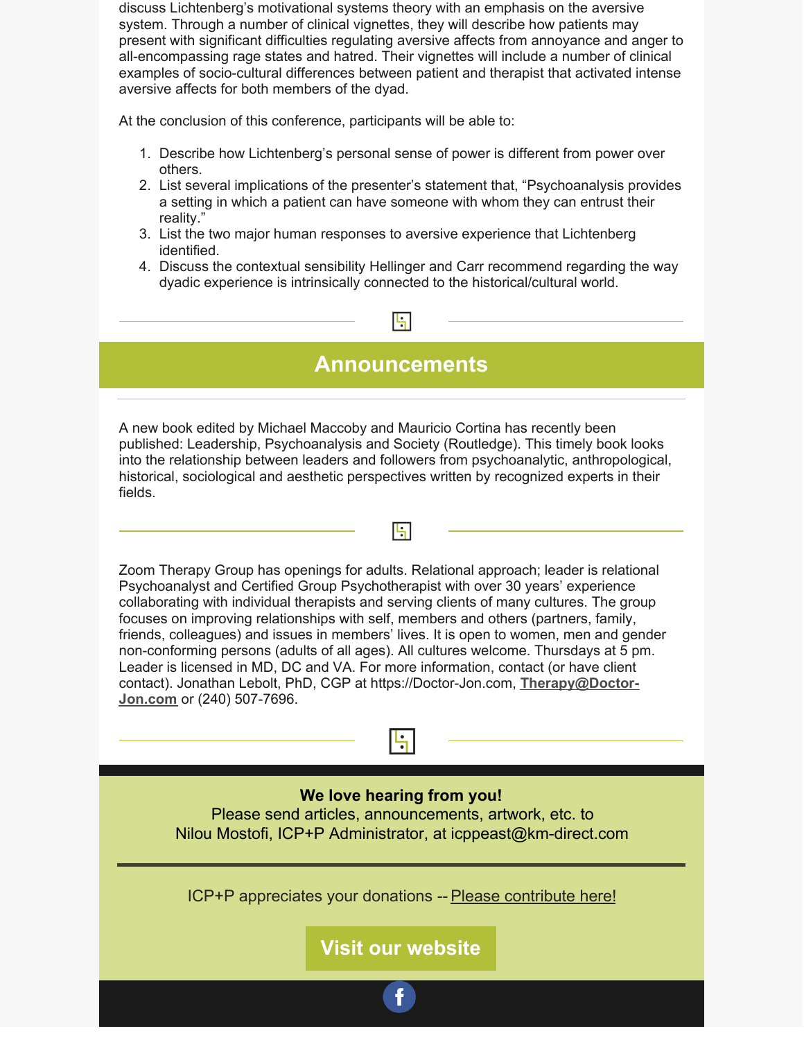discuss Lichtenberg's motivational systems theory with an emphasis on the aversive system. Through a number of clinical vignettes, they will describe how patients may present with significant difficulties regulating aversive affects from annoyance and anger to all-encompassing rage states and hatred. Their vignettes will include a number of clinical examples of socio-cultural differences between patient and therapist that activated intense aversive affects for both members of the dyad.

At the conclusion of this conference, participants will be able to:

1. Describe how Lichtenberg's personal sense of power is different from power over others.
2. List several implications of the presenter's statement that, "Psychoanalysis provides a setting in which a patient can have someone with whom they can entrust their reality."
3. List the two major human responses to aversive experience that Lichtenberg identified.
4. Discuss the contextual sensibility Hellinger and Carr recommend regarding the way dyadic experience is intrinsically connected to the historical/cultural world.

## Announcements

A new book edited by Michael Maccoby and Mauricio Cortina has recently been published: Leadership, Psychoanalysis and Society (Routledge). This timely book looks into the relationship between leaders and followers from psychoanalytic, anthropological, historical, sociological and aesthetic perspectives written by recognized experts in their fields.

Zoom Therapy Group has openings for adults. Relational approach; leader is relational Psychoanalyst and Certified Group Psychotherapist with over 30 years' experience collaborating with individual therapists and serving clients of many cultures. The group focuses on improving relationships with self, members and others (partners, family, friends, colleagues) and issues in members' lives. It is open to women, men and gender non-conforming persons (adults of all ages). All cultures welcome. Thursdays at 5 pm. Leader is licensed in MD, DC and VA. For more information, contact (or have client contact). Jonathan Lebolt, PhD, CGP at https://Doctor-Jon.com, Therapy@Doctor-Jon.com or (240) 507-7696.

**We love hearing from you!**
Please send articles, announcements, artwork, etc. to
Nilou Mostofi, ICP+P Administrator, at icppeast@km-direct.com

ICP+P appreciates your donations -- Please contribute here!

Visit our website